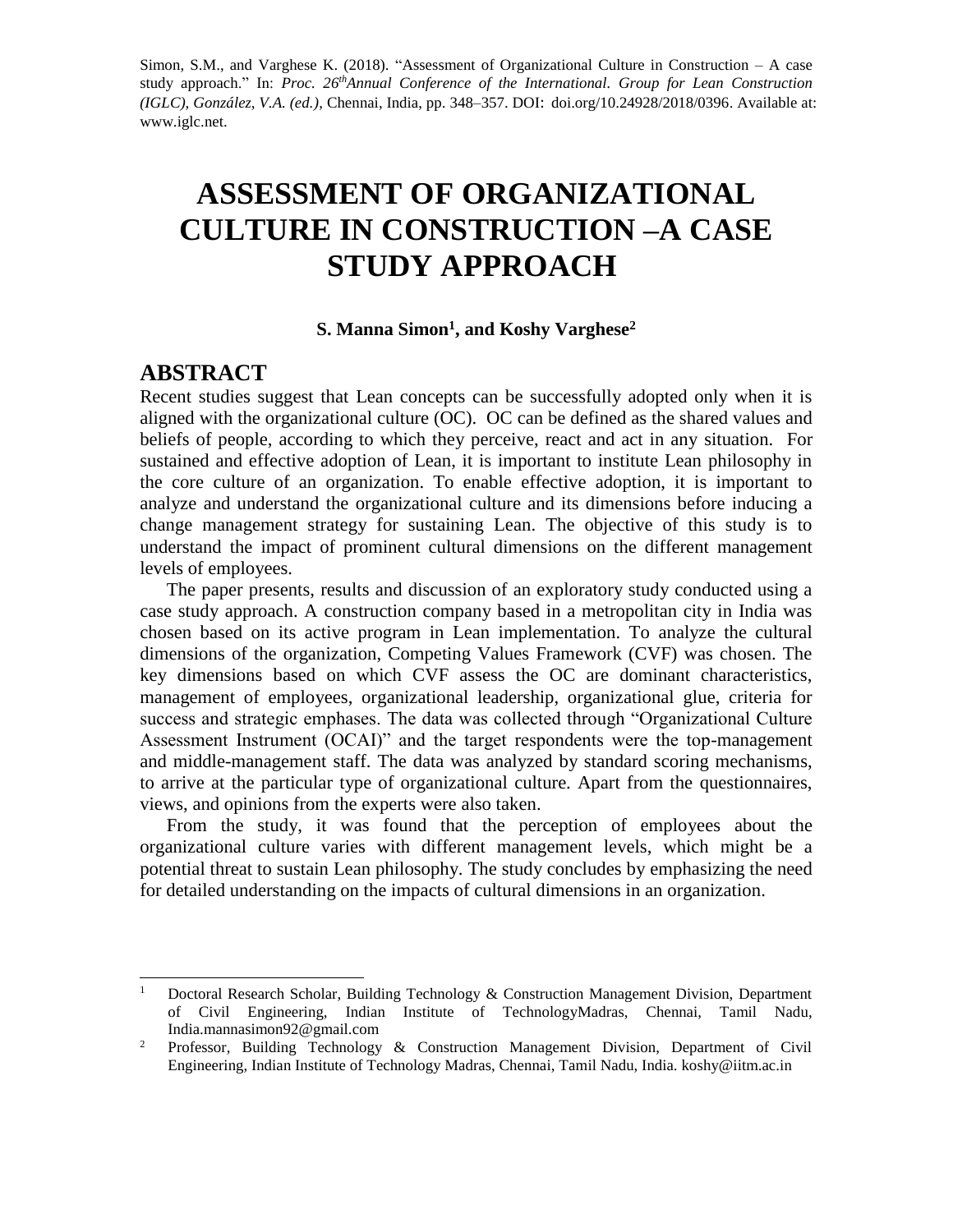Simon, S.M., and Varghese K. (2018). "Assessment of Organizational Culture in Construction – A case study approach." In: *Proc. 26th Annual Conference of the International. Group for Lean Construction (IGLC), González, V.A. (ed.)*, Chennai, India, pp. 348–357. DOI: doi.org/10.24928/2018/0396. Available at: www.iglc.net.

# ASSESSMENT OF ORGANIZATIONAL CULTURE IN CONSTRUCTION –A CASE STUDY APPROACH

**S. Manna Simon[1], and Koshy Varghese[2]**

## ABSTRACT

Recent studies suggest that Lean concepts can be successfully adopted only when it is aligned with the organizational culture (OC). OC can be defined as the shared values and beliefs of people, according to which they perceive, react and act in any situation. For sustained and effective adoption of Lean, it is important to institute Lean philosophy in the core culture of an organization. To enable effective adoption, it is important to analyze and understand the organizational culture and its dimensions before inducing a change management strategy for sustaining Lean. The objective of this study is to understand the impact of prominent cultural dimensions on the different management levels of employees.

The paper presents, results and discussion of an exploratory study conducted using a case study approach. A construction company based in a metropolitan city in India was chosen based on its active program in Lean implementation. To analyze the cultural dimensions of the organization, Competing Values Framework (CVF) was chosen. The key dimensions based on which CVF assess the OC are dominant characteristics, management of employees, organizational leadership, organizational glue, criteria for success and strategic emphases. The data was collected through "Organizational Culture Assessment Instrument (OCAI)" and the target respondents were the top-management and middle-management staff. The data was analyzed by standard scoring mechanisms, to arrive at the particular type of organizational culture. Apart from the questionnaires, views, and opinions from the experts were also taken.

From the study, it was found that the perception of employees about the organizational culture varies with different management levels, which might be a potential threat to sustain Lean philosophy. The study concludes by emphasizing the need for detailed understanding on the impacts of cultural dimensions in an organization.

---

[1] Doctoral Research Scholar, Building Technology & Construction Management Division, Department of Civil Engineering, Indian Institute of TechnologyMadras, Chennai, Tamil Nadu, India.mannasimon92@gmail.com

[2] Professor, Building Technology & Construction Management Division, Department of Civil Engineering, Indian Institute of Technology Madras, Chennai, Tamil Nadu, India. koshy@iitm.ac.in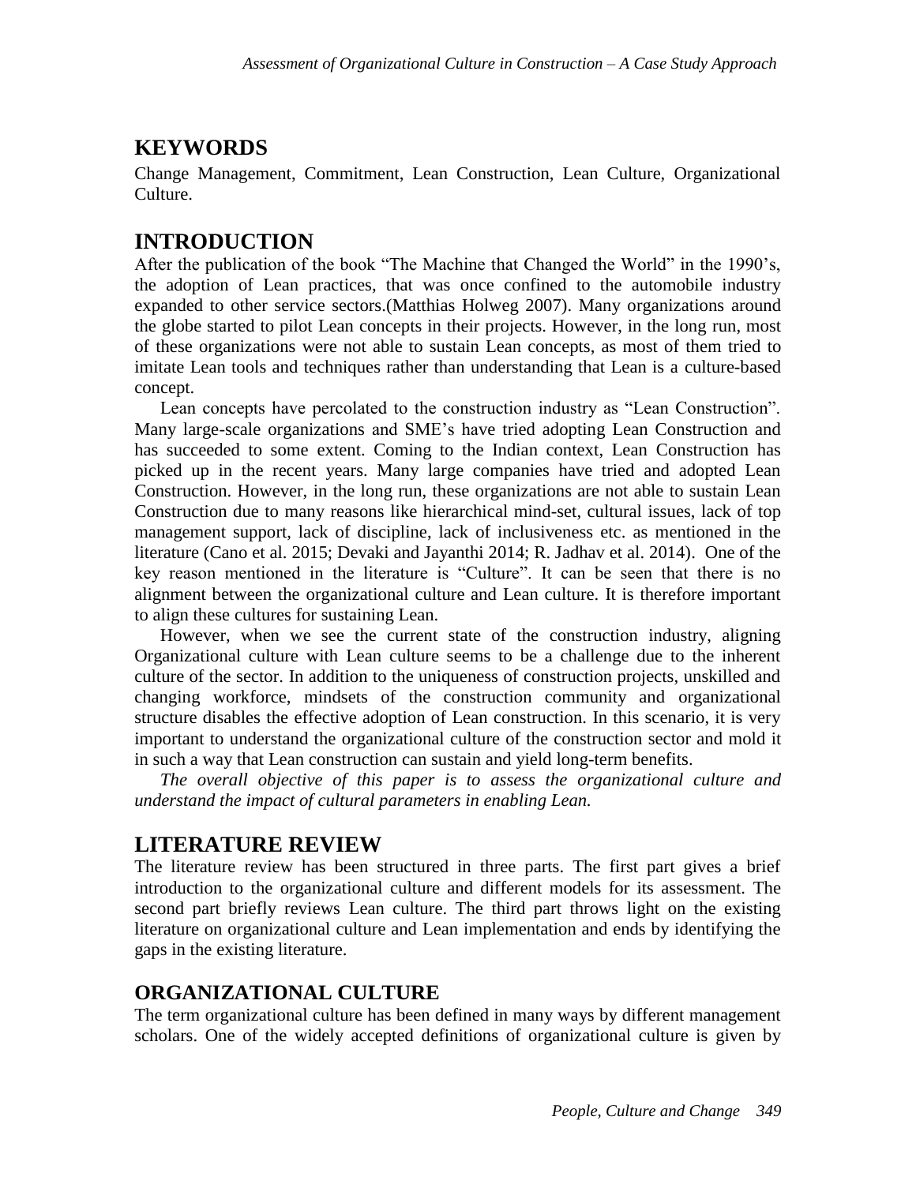## KEYWORDS

Change Management, Commitment, Lean Construction, Lean Culture, Organizational Culture.

## INTRODUCTION

After the publication of the book "The Machine that Changed the World" in the 1990's, the adoption of Lean practices, that was once confined to the automobile industry expanded to other service sectors.(Matthias Holweg 2007). Many organizations around the globe started to pilot Lean concepts in their projects. However, in the long run, most of these organizations were not able to sustain Lean concepts, as most of them tried to imitate Lean tools and techniques rather than understanding that Lean is a culture-based concept.

Lean concepts have percolated to the construction industry as "Lean Construction". Many large-scale organizations and SME's have tried adopting Lean Construction and has succeeded to some extent. Coming to the Indian context, Lean Construction has picked up in the recent years. Many large companies have tried and adopted Lean Construction. However, in the long run, these organizations are not able to sustain Lean Construction due to many reasons like hierarchical mind-set, cultural issues, lack of top management support, lack of discipline, lack of inclusiveness etc. as mentioned in the literature (Cano et al. 2015; Devaki and Jayanthi 2014; R. Jadhav et al. 2014). One of the key reason mentioned in the literature is "Culture". It can be seen that there is no alignment between the organizational culture and Lean culture. It is therefore important to align these cultures for sustaining Lean.

However, when we see the current state of the construction industry, aligning Organizational culture with Lean culture seems to be a challenge due to the inherent culture of the sector. In addition to the uniqueness of construction projects, unskilled and changing workforce, mindsets of the construction community and organizational structure disables the effective adoption of Lean construction. In this scenario, it is very important to understand the organizational culture of the construction sector and mold it in such a way that Lean construction can sustain and yield long-term benefits.

*The overall objective of this paper is to assess the organizational culture and understand the impact of cultural parameters in enabling Lean.*

## LITERATURE REVIEW

The literature review has been structured in three parts. The first part gives a brief introduction to the organizational culture and different models for its assessment. The second part briefly reviews Lean culture. The third part throws light on the existing literature on organizational culture and Lean implementation and ends by identifying the gaps in the existing literature.

## ORGANIZATIONAL CULTURE

The term organizational culture has been defined in many ways by different management scholars. One of the widely accepted definitions of organizational culture is given by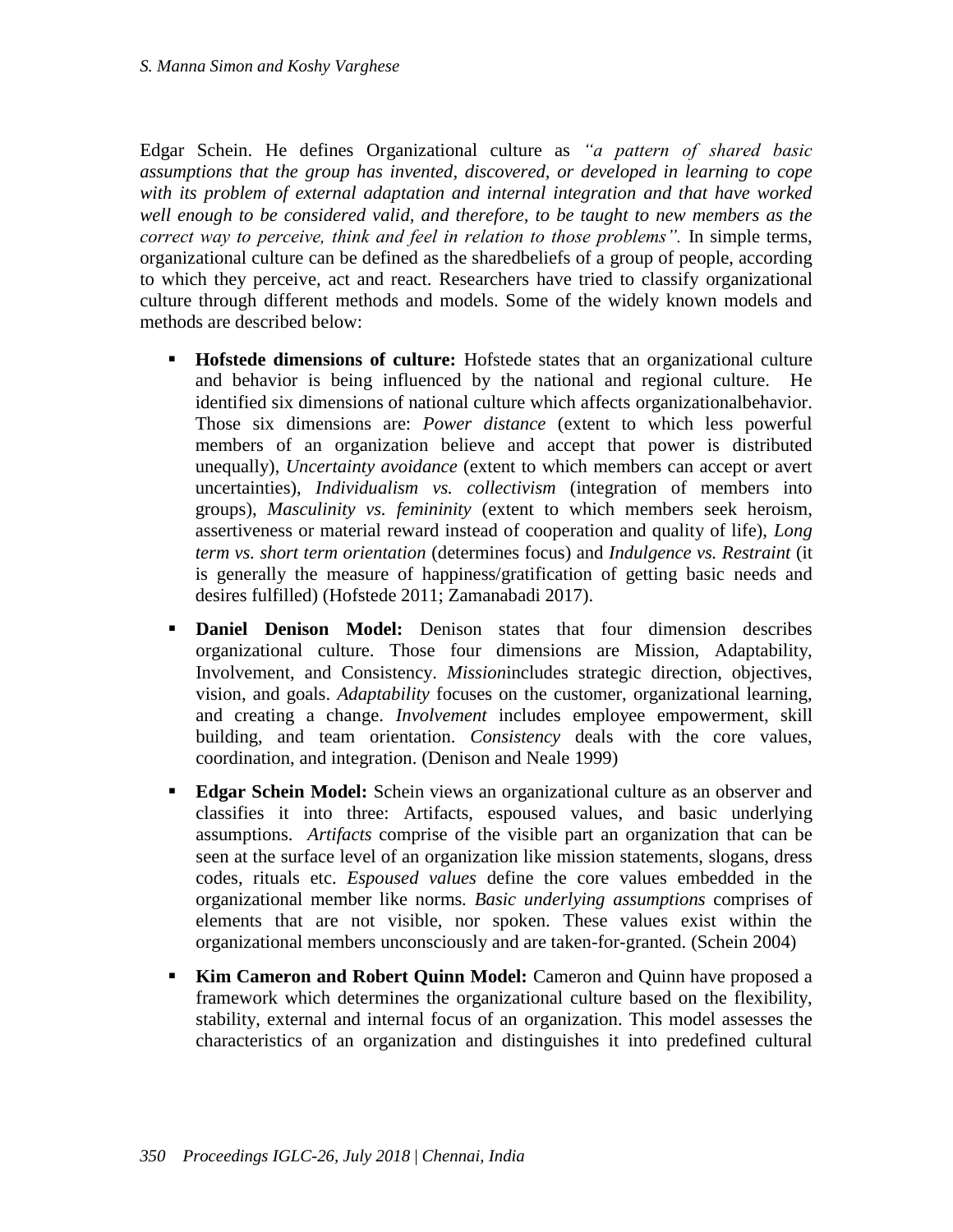Edgar Schein. He defines Organizational culture as *"a pattern of shared basic assumptions that the group has invented, discovered, or developed in learning to cope with its problem of external adaptation and internal integration and that have worked well enough to be considered valid, and therefore, to be taught to new members as the correct way to perceive, think and feel in relation to those problems".* In simple terms, organizational culture can be defined as the sharedbeliefs of a group of people, according to which they perceive, act and react. Researchers have tried to classify organizational culture through different methods and models. Some of the widely known models and methods are described below:

- **Hofstede dimensions of culture:** Hofstede states that an organizational culture and behavior is being influenced by the national and regional culture. He identified six dimensions of national culture which affects organizationalbehavior. Those six dimensions are: *Power distance* (extent to which less powerful members of an organization believe and accept that power is distributed unequally), *Uncertainty avoidance* (extent to which members can accept or avert uncertainties), *Individualism vs. collectivism* (integration of members into groups), *Masculinity vs. femininity* (extent to which members seek heroism, assertiveness or material reward instead of cooperation and quality of life), *Long term vs. short term orientation* (determines focus) and *Indulgence vs. Restraint* (it is generally the measure of happiness/gratification of getting basic needs and desires fulfilled) (Hofstede 2011; Zamanabadi 2017).
- **Daniel Denison Model:** Denison states that four dimension describes organizational culture. Those four dimensions are Mission, Adaptability, Involvement, and Consistency. *Mission*includes strategic direction, objectives, vision, and goals. *Adaptability* focuses on the customer, organizational learning, and creating a change. *Involvement* includes employee empowerment, skill building, and team orientation. *Consistency* deals with the core values, coordination, and integration. (Denison and Neale 1999)
- **Edgar Schein Model:** Schein views an organizational culture as an observer and classifies it into three: Artifacts, espoused values, and basic underlying assumptions. *Artifacts* comprise of the visible part an organization that can be seen at the surface level of an organization like mission statements, slogans, dress codes, rituals etc. *Espoused values* define the core values embedded in the organizational member like norms. *Basic underlying assumptions* comprises of elements that are not visible, nor spoken. These values exist within the organizational members unconsciously and are taken-for-granted. (Schein 2004)
- **Kim Cameron and Robert Quinn Model:** Cameron and Quinn have proposed a framework which determines the organizational culture based on the flexibility, stability, external and internal focus of an organization. This model assesses the characteristics of an organization and distinguishes it into predefined cultural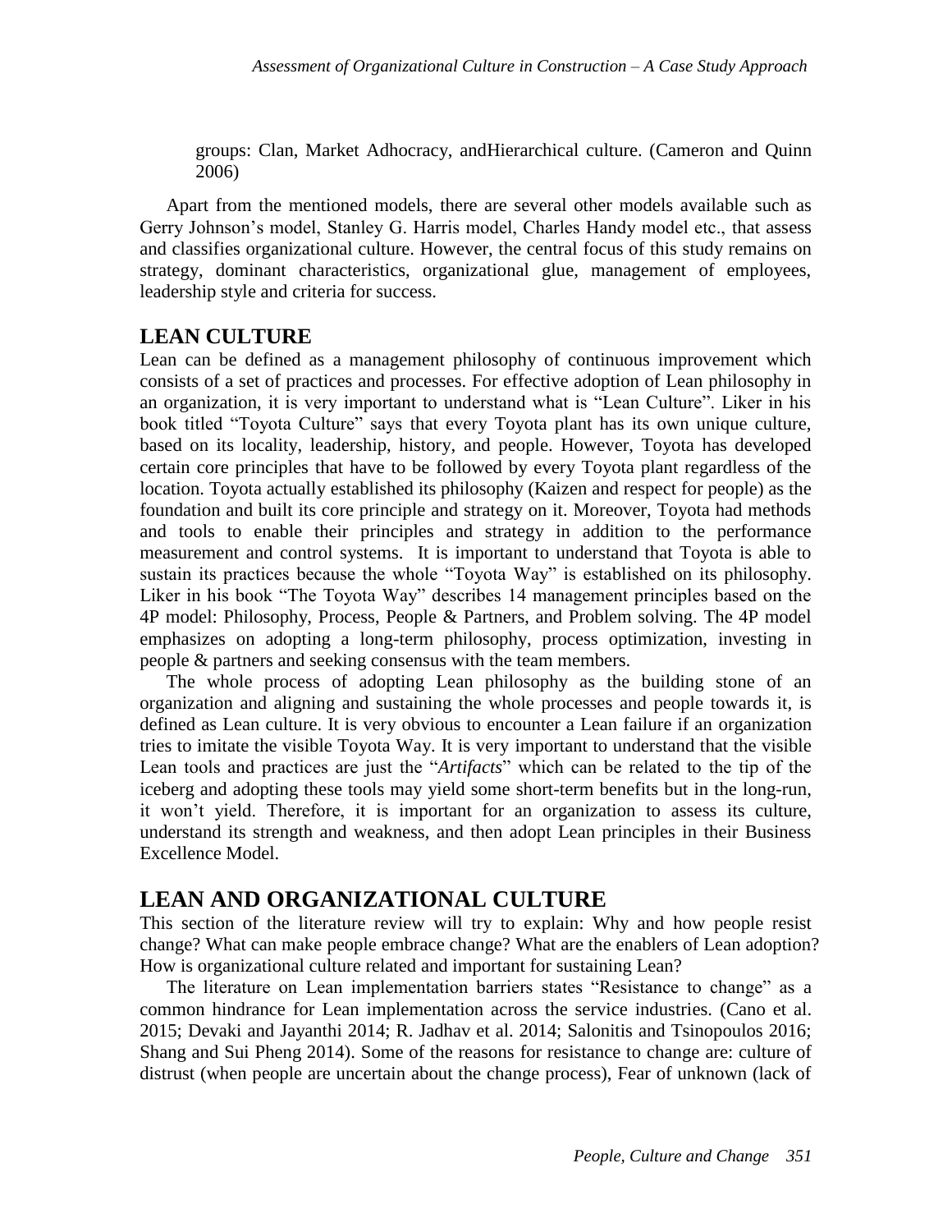groups: Clan, Market Adhocracy, andHierarchical culture. (Cameron and Quinn 2006)

Apart from the mentioned models, there are several other models available such as Gerry Johnson's model, Stanley G. Harris model, Charles Handy model etc., that assess and classifies organizational culture. However, the central focus of this study remains on strategy, dominant characteristics, organizational glue, management of employees, leadership style and criteria for success.

## LEAN CULTURE

Lean can be defined as a management philosophy of continuous improvement which consists of a set of practices and processes. For effective adoption of Lean philosophy in an organization, it is very important to understand what is "Lean Culture". Liker in his book titled "Toyota Culture" says that every Toyota plant has its own unique culture, based on its locality, leadership, history, and people. However, Toyota has developed certain core principles that have to be followed by every Toyota plant regardless of the location. Toyota actually established its philosophy (Kaizen and respect for people) as the foundation and built its core principle and strategy on it. Moreover, Toyota had methods and tools to enable their principles and strategy in addition to the performance measurement and control systems. It is important to understand that Toyota is able to sustain its practices because the whole "Toyota Way" is established on its philosophy. Liker in his book "The Toyota Way" describes 14 management principles based on the 4P model: Philosophy, Process, People & Partners, and Problem solving. The 4P model emphasizes on adopting a long-term philosophy, process optimization, investing in people & partners and seeking consensus with the team members.

The whole process of adopting Lean philosophy as the building stone of an organization and aligning and sustaining the whole processes and people towards it, is defined as Lean culture. It is very obvious to encounter a Lean failure if an organization tries to imitate the visible Toyota Way. It is very important to understand that the visible Lean tools and practices are just the "*Artifacts*" which can be related to the tip of the iceberg and adopting these tools may yield some short-term benefits but in the long-run, it won't yield. Therefore, it is important for an organization to assess its culture, understand its strength and weakness, and then adopt Lean principles in their Business Excellence Model.

## LEAN AND ORGANIZATIONAL CULTURE

This section of the literature review will try to explain: Why and how people resist change? What can make people embrace change? What are the enablers of Lean adoption? How is organizational culture related and important for sustaining Lean?

The literature on Lean implementation barriers states "Resistance to change" as a common hindrance for Lean implementation across the service industries. (Cano et al. 2015; Devaki and Jayanthi 2014; R. Jadhav et al. 2014; Salonitis and Tsinopoulos 2016; Shang and Sui Pheng 2014). Some of the reasons for resistance to change are: culture of distrust (when people are uncertain about the change process), Fear of unknown (lack of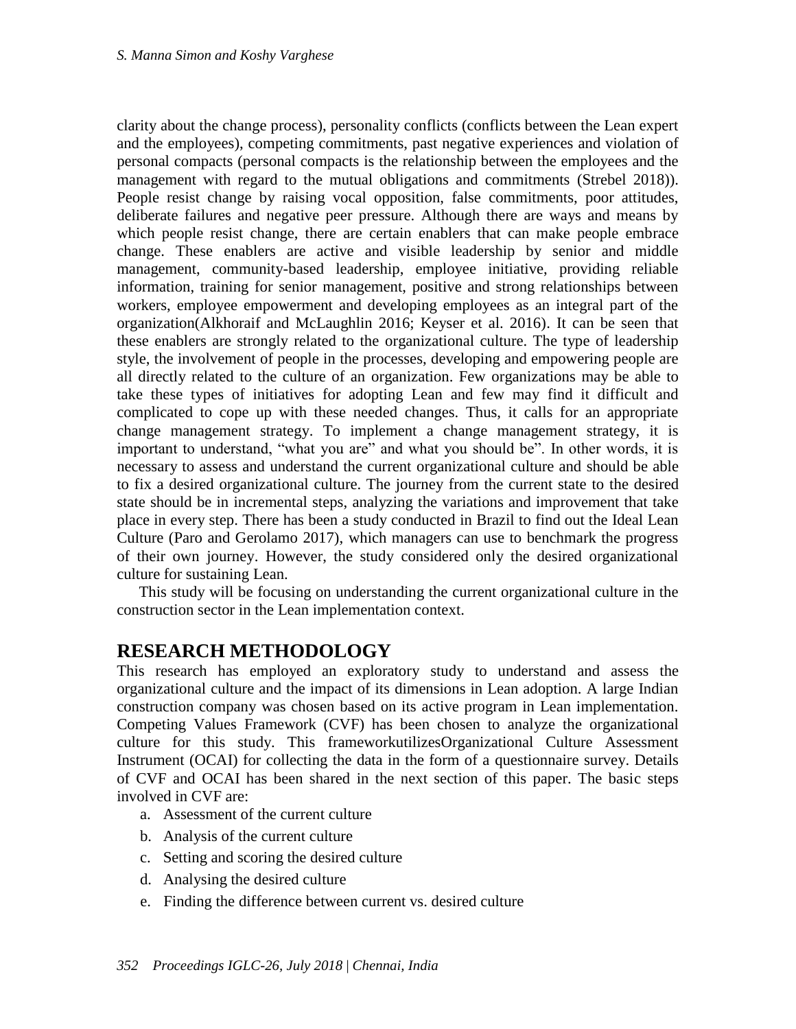clarity about the change process), personality conflicts (conflicts between the Lean expert and the employees), competing commitments, past negative experiences and violation of personal compacts (personal compacts is the relationship between the employees and the management with regard to the mutual obligations and commitments (Strebel 2018)). People resist change by raising vocal opposition, false commitments, poor attitudes, deliberate failures and negative peer pressure. Although there are ways and means by which people resist change, there are certain enablers that can make people embrace change. These enablers are active and visible leadership by senior and middle management, community-based leadership, employee initiative, providing reliable information, training for senior management, positive and strong relationships between workers, employee empowerment and developing employees as an integral part of the organization(Alkhoraif and McLaughlin 2016; Keyser et al. 2016). It can be seen that these enablers are strongly related to the organizational culture. The type of leadership style, the involvement of people in the processes, developing and empowering people are all directly related to the culture of an organization. Few organizations may be able to take these types of initiatives for adopting Lean and few may find it difficult and complicated to cope up with these needed changes. Thus, it calls for an appropriate change management strategy. To implement a change management strategy, it is important to understand, "what you are" and what you should be". In other words, it is necessary to assess and understand the current organizational culture and should be able to fix a desired organizational culture. The journey from the current state to the desired state should be in incremental steps, analyzing the variations and improvement that take place in every step. There has been a study conducted in Brazil to find out the Ideal Lean Culture (Paro and Gerolamo 2017), which managers can use to benchmark the progress of their own journey. However, the study considered only the desired organizational culture for sustaining Lean.

This study will be focusing on understanding the current organizational culture in the construction sector in the Lean implementation context.

# RESEARCH METHODOLOGY

This research has employed an exploratory study to understand and assess the organizational culture and the impact of its dimensions in Lean adoption. A large Indian construction company was chosen based on its active program in Lean implementation. Competing Values Framework (CVF) has been chosen to analyze the organizational culture for this study. This frameworkutilizesOrganizational Culture Assessment Instrument (OCAI) for collecting the data in the form of a questionnaire survey. Details of CVF and OCAI has been shared in the next section of this paper. The basic steps involved in CVF are:

a. Assessment of the current culture
b. Analysis of the current culture
c. Setting and scoring the desired culture
d. Analysing the desired culture
e. Finding the difference between current vs. desired culture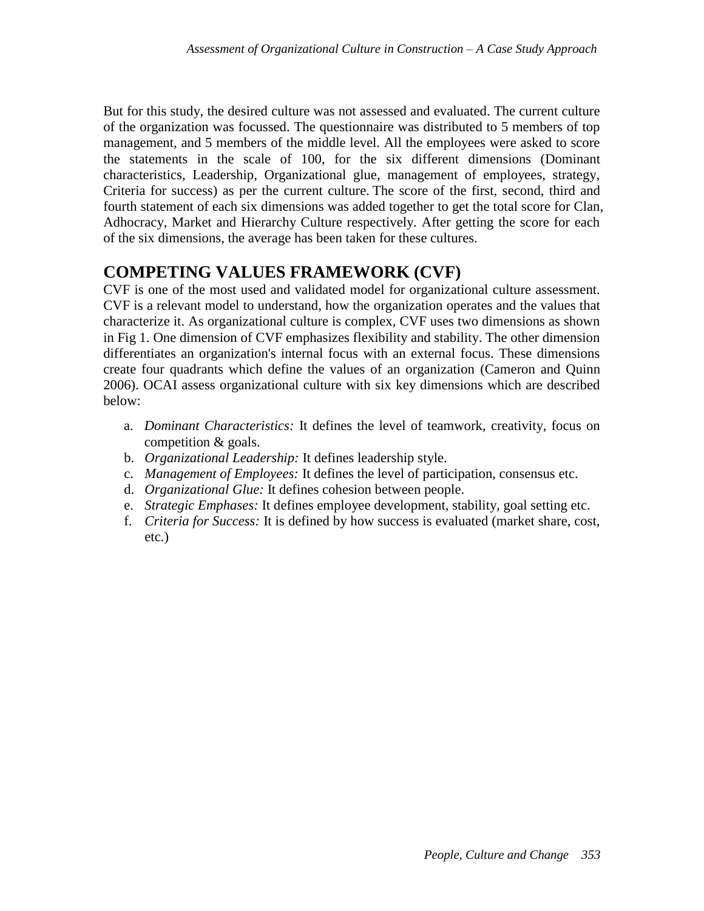But for this study, the desired culture was not assessed and evaluated. The current culture of the organization was focussed. The questionnaire was distributed to 5 members of top management, and 5 members of the middle level. All the employees were asked to score the statements in the scale of 100, for the six different dimensions (Dominant characteristics, Leadership, Organizational glue, management of employees, strategy, Criteria for success) as per the current culture. The score of the first, second, third and fourth statement of each six dimensions was added together to get the total score for Clan, Adhocracy, Market and Hierarchy Culture respectively. After getting the score for each of the six dimensions, the average has been taken for these cultures.

## COMPETING VALUES FRAMEWORK (CVF)

CVF is one of the most used and validated model for organizational culture assessment. CVF is a relevant model to understand, how the organization operates and the values that characterize it. As organizational culture is complex, CVF uses two dimensions as shown in Fig 1. One dimension of CVF emphasizes flexibility and stability. The other dimension differentiates an organization's internal focus with an external focus. These dimensions create four quadrants which define the values of an organization (Cameron and Quinn 2006). OCAI assess organizational culture with six key dimensions which are described below:

a. *Dominant Characteristics:* It defines the level of teamwork, creativity, focus on competition & goals.
b. *Organizational Leadership:* It defines leadership style.
c. *Management of Employees:* It defines the level of participation, consensus etc.
d. *Organizational Glue:* It defines cohesion between people.
e. *Strategic Emphases:* It defines employee development, stability, goal setting etc.
f. *Criteria for Success:* It is defined by how success is evaluated (market share, cost, etc.)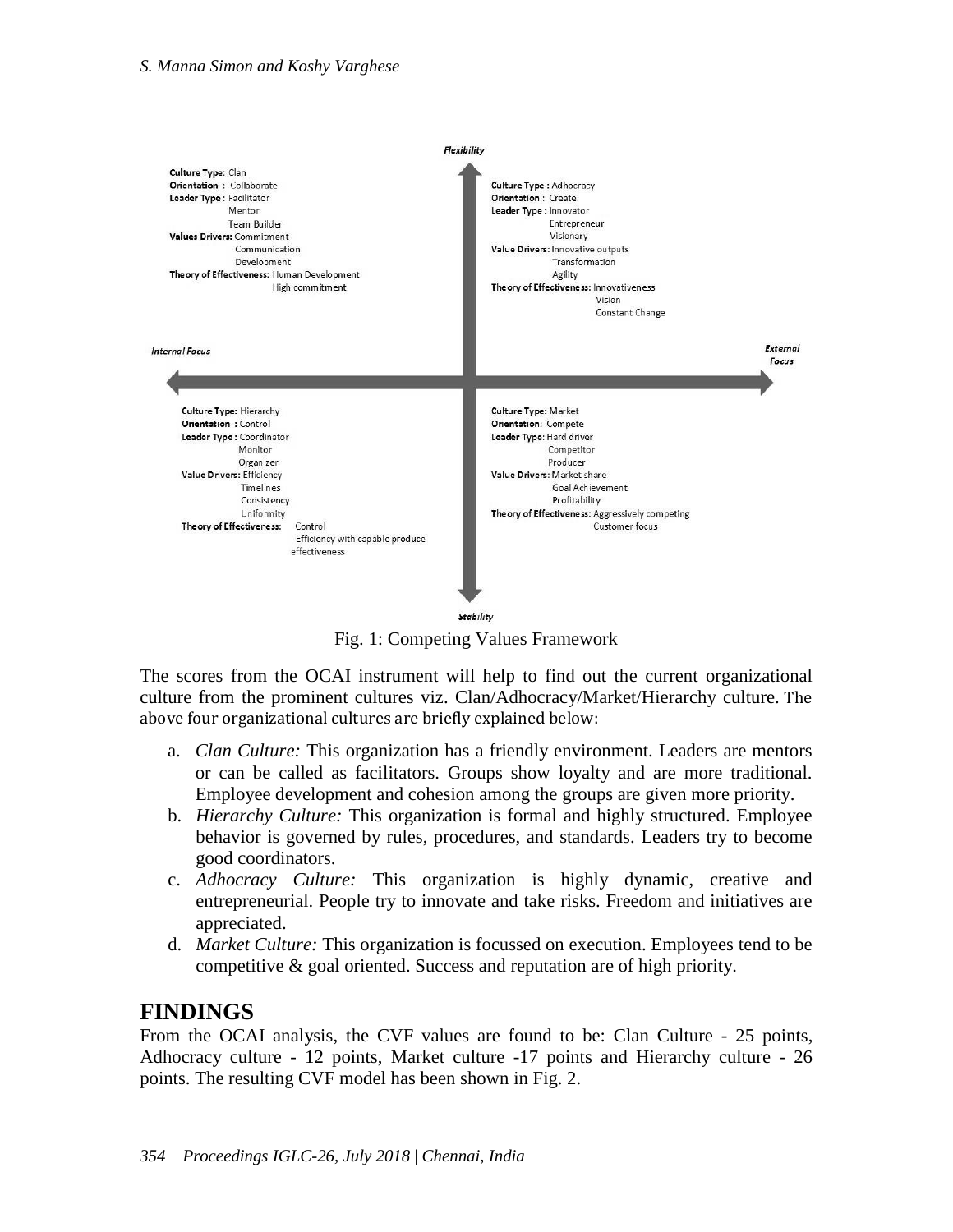**Flexibility**

**Culture Type**: Clan
**Orientation** : Collaborate
**Leader Type** : Facilitator
Mentor
Team Builder
**Values Drivers:** Commitment
Communication
Development
**Theory of Effectiveness:** Human Development
High commitment

**Culture Type :** Adhocracy
**Orientation :** Create
**Leader Type :** Innovator
Entrepreneur
Visionary
**Value Drivers:** Innovative outputs
Transformation
Agility
**Theory of Effectiveness:** Innovativeness
Vision
Constant Change

*Internal Focus* — *External Focus*

**Culture Type:** Hierarchy
**Orientation :** Control
**Leader Type :** Coordinator
Monitor
Organizer
**Value Drivers:** Efficiency
Timelines
Consistency
Uniformity
**Theory of Effectiveness:** Control
Efficiency with capable produce
effectiveness

**Culture Type:** Market
**Orientation:** Compete
**Leader Type:** Hard driver
Competitor
Producer
**Value Drivers:** Market share
Goal Achievement
Profitability
**Theory of Effectiveness:** Aggressively competing
Customer focus

**Stability**

Fig. 1: Competing Values Framework

The scores from the OCAI instrument will help to find out the current organizational culture from the prominent cultures viz. Clan/Adhocracy/Market/Hierarchy culture. The above four organizational cultures are briefly explained below:

a. *Clan Culture:* This organization has a friendly environment. Leaders are mentors or can be called as facilitators. Groups show loyalty and are more traditional. Employee development and cohesion among the groups are given more priority.
b. *Hierarchy Culture:* This organization is formal and highly structured. Employee behavior is governed by rules, procedures, and standards. Leaders try to become good coordinators.
c. *Adhocracy Culture:* This organization is highly dynamic, creative and entrepreneurial. People try to innovate and take risks. Freedom and initiatives are appreciated.
d. *Market Culture:* This organization is focussed on execution. Employees tend to be competitive & goal oriented. Success and reputation are of high priority.

## FINDINGS

From the OCAI analysis, the CVF values are found to be: Clan Culture - 25 points, Adhocracy culture - 12 points, Market culture -17 points and Hierarchy culture - 26 points. The resulting CVF model has been shown in Fig. 2.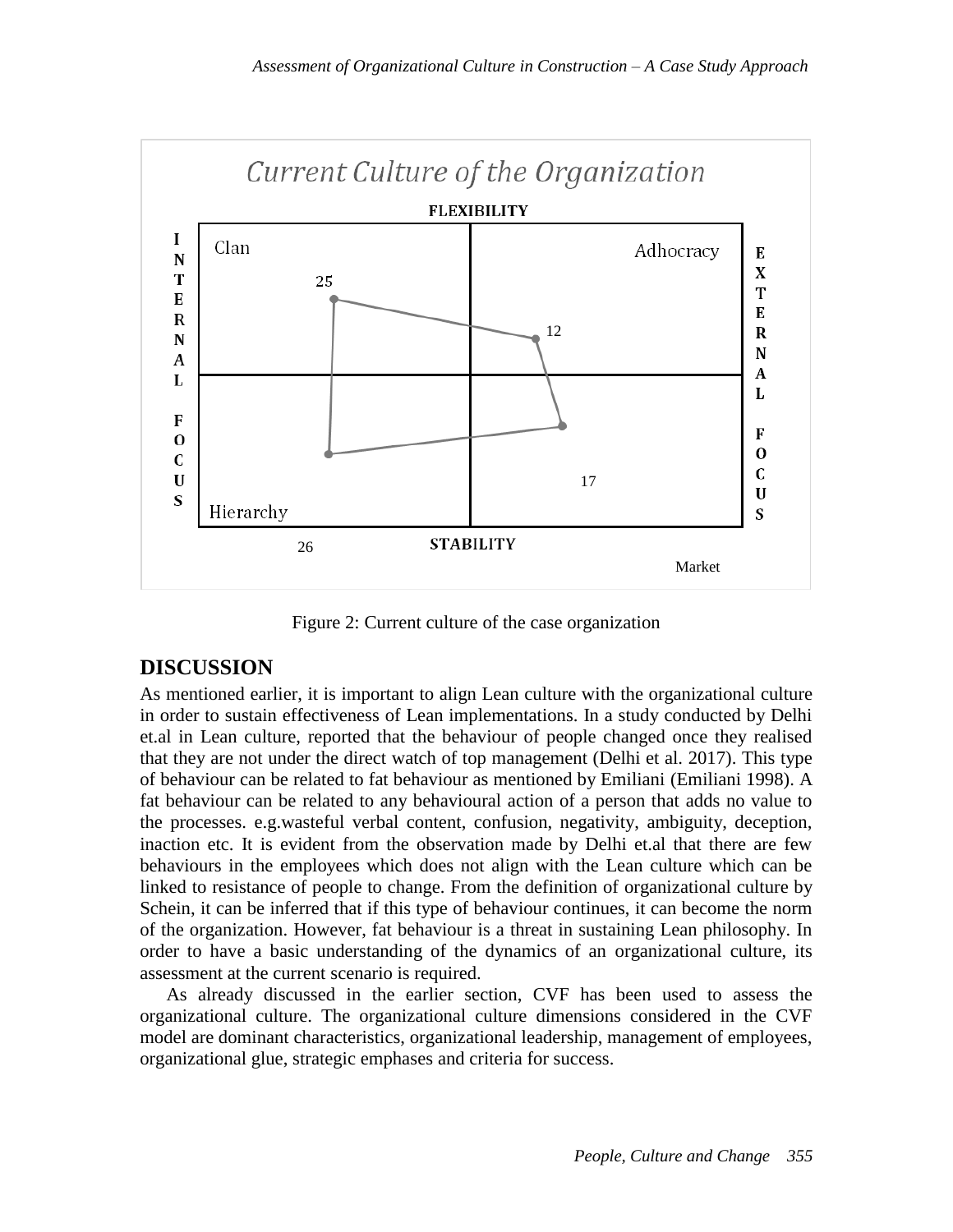Current Culture of the Organization

FLEXIBILITY

INTERNAL FOCUS

EXTERNAL FOCUS

Clan

Adhocracy

25

12

17

Hierarchy

26

STABILITY

Market

Figure 2: Current culture of the case organization

## DISCUSSION

As mentioned earlier, it is important to align Lean culture with the organizational culture in order to sustain effectiveness of Lean implementations. In a study conducted by Delhi et.al in Lean culture, reported that the behaviour of people changed once they realised that they are not under the direct watch of top management (Delhi et al. 2017). This type of behaviour can be related to fat behaviour as mentioned by Emiliani (Emiliani 1998). A fat behaviour can be related to any behavioural action of a person that adds no value to the processes. e.g.wasteful verbal content, confusion, negativity, ambiguity, deception, inaction etc. It is evident from the observation made by Delhi et.al that there are few behaviours in the employees which does not align with the Lean culture which can be linked to resistance of people to change. From the definition of organizational culture by Schein, it can be inferred that if this type of behaviour continues, it can become the norm of the organization. However, fat behaviour is a threat in sustaining Lean philosophy. In order to have a basic understanding of the dynamics of an organizational culture, its assessment at the current scenario is required.

As already discussed in the earlier section, CVF has been used to assess the organizational culture. The organizational culture dimensions considered in the CVF model are dominant characteristics, organizational leadership, management of employees, organizational glue, strategic emphases and criteria for success.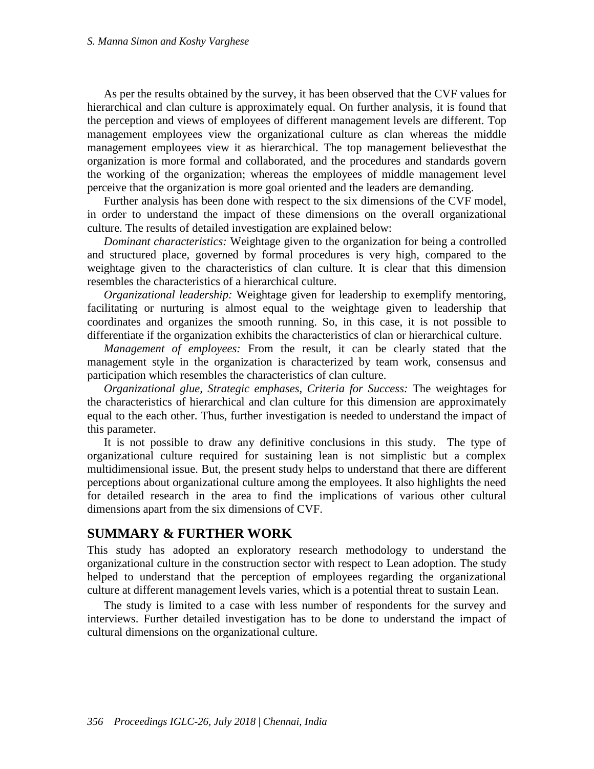As per the results obtained by the survey, it has been observed that the CVF values for hierarchical and clan culture is approximately equal. On further analysis, it is found that the perception and views of employees of different management levels are different. Top management employees view the organizational culture as clan whereas the middle management employees view it as hierarchical. The top management believesthat the organization is more formal and collaborated, and the procedures and standards govern the working of the organization; whereas the employees of middle management level perceive that the organization is more goal oriented and the leaders are demanding.

Further analysis has been done with respect to the six dimensions of the CVF model, in order to understand the impact of these dimensions on the overall organizational culture. The results of detailed investigation are explained below:

*Dominant characteristics:* Weightage given to the organization for being a controlled and structured place, governed by formal procedures is very high, compared to the weightage given to the characteristics of clan culture. It is clear that this dimension resembles the characteristics of a hierarchical culture.

*Organizational leadership:* Weightage given for leadership to exemplify mentoring, facilitating or nurturing is almost equal to the weightage given to leadership that coordinates and organizes the smooth running. So, in this case, it is not possible to differentiate if the organization exhibits the characteristics of clan or hierarchical culture.

*Management of employees:* From the result, it can be clearly stated that the management style in the organization is characterized by team work, consensus and participation which resembles the characteristics of clan culture.

*Organizational glue, Strategic emphases, Criteria for Success:* The weightages for the characteristics of hierarchical and clan culture for this dimension are approximately equal to the each other. Thus, further investigation is needed to understand the impact of this parameter.

It is not possible to draw any definitive conclusions in this study. The type of organizational culture required for sustaining lean is not simplistic but a complex multidimensional issue. But, the present study helps to understand that there are different perceptions about organizational culture among the employees. It also highlights the need for detailed research in the area to find the implications of various other cultural dimensions apart from the six dimensions of CVF.

## SUMMARY & FURTHER WORK

This study has adopted an exploratory research methodology to understand the organizational culture in the construction sector with respect to Lean adoption. The study helped to understand that the perception of employees regarding the organizational culture at different management levels varies, which is a potential threat to sustain Lean.

The study is limited to a case with less number of respondents for the survey and interviews. Further detailed investigation has to be done to understand the impact of cultural dimensions on the organizational culture.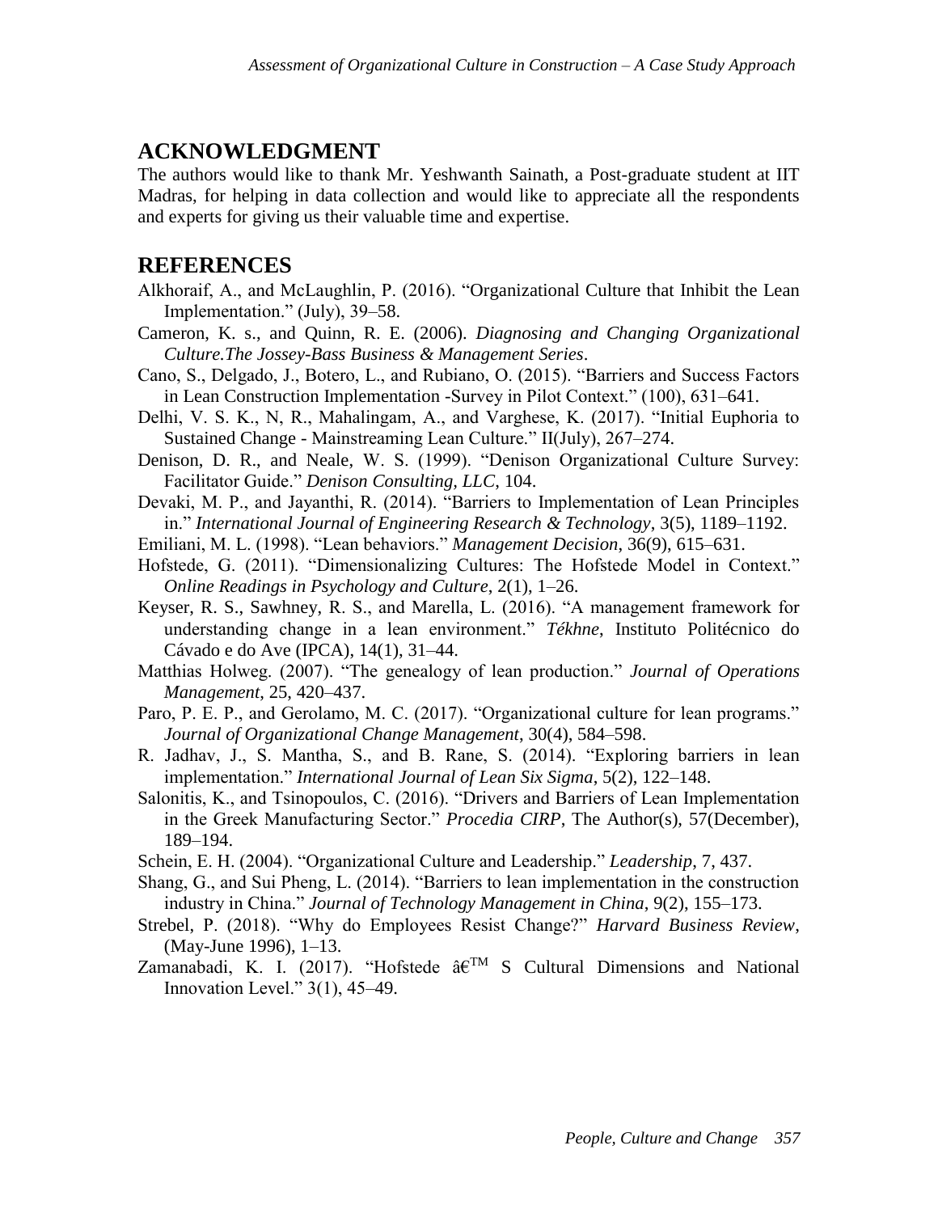## ACKNOWLEDGMENT

The authors would like to thank Mr. Yeshwanth Sainath, a Post-graduate student at IIT Madras, for helping in data collection and would like to appreciate all the respondents and experts for giving us their valuable time and expertise.

## REFERENCES

Alkhoraif, A., and McLaughlin, P. (2016). "Organizational Culture that Inhibit the Lean Implementation." (July), 39–58.

Cameron, K. s., and Quinn, R. E. (2006). *Diagnosing and Changing Organizational Culture.The Jossey-Bass Business & Management Series*.

Cano, S., Delgado, J., Botero, L., and Rubiano, O. (2015). "Barriers and Success Factors in Lean Construction Implementation -Survey in Pilot Context." (100), 631–641.

Delhi, V. S. K., N, R., Mahalingam, A., and Varghese, K. (2017). "Initial Euphoria to Sustained Change - Mainstreaming Lean Culture." II(July), 267–274.

Denison, D. R., and Neale, W. S. (1999). "Denison Organizational Culture Survey: Facilitator Guide." *Denison Consulting, LLC*, 104.

Devaki, M. P., and Jayanthi, R. (2014). "Barriers to Implementation of Lean Principles in." *International Journal of Engineering Research & Technology*, 3(5), 1189–1192.

Emiliani, M. L. (1998). "Lean behaviors." *Management Decision*, 36(9), 615–631.

Hofstede, G. (2011). "Dimensionalizing Cultures: The Hofstede Model in Context." *Online Readings in Psychology and Culture*, 2(1), 1–26.

Keyser, R. S., Sawhney, R. S., and Marella, L. (2016). "A management framework for understanding change in a lean environment." *Tékhne*, Instituto Politécnico do Cávado e do Ave (IPCA), 14(1), 31–44.

Matthias Holweg. (2007). "The genealogy of lean production." *Journal of Operations Management*, 25, 420–437.

Paro, P. E. P., and Gerolamo, M. C. (2017). "Organizational culture for lean programs." *Journal of Organizational Change Management*, 30(4), 584–598.

R. Jadhav, J., S. Mantha, S., and B. Rane, S. (2014). "Exploring barriers in lean implementation." *International Journal of Lean Six Sigma*, 5(2), 122–148.

Salonitis, K., and Tsinopoulos, C. (2016). "Drivers and Barriers of Lean Implementation in the Greek Manufacturing Sector." *Procedia CIRP*, The Author(s), 57(December), 189–194.

Schein, E. H. (2004). "Organizational Culture and Leadership." *Leadership*, 7, 437.

Shang, G., and Sui Pheng, L. (2014). "Barriers to lean implementation in the construction industry in China." *Journal of Technology Management in China*, 9(2), 155–173.

Strebel, P. (2018). "Why do Employees Resist Change?" *Harvard Business Review*, (May-June 1996), 1–13.

Zamanabadi, K. I. (2017). "Hofstede â€™ S Cultural Dimensions and National Innovation Level." 3(1), 45–49.